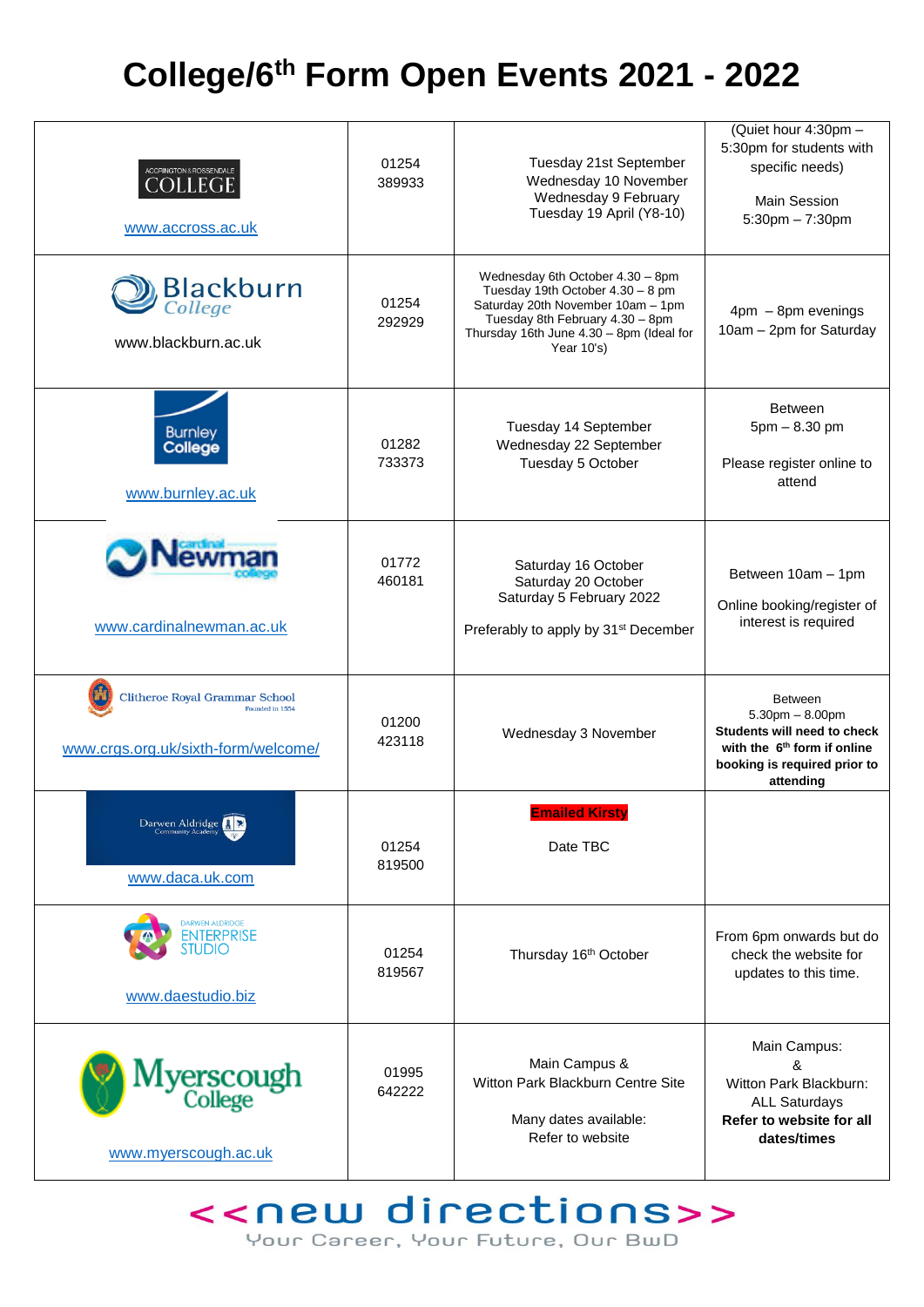# College/6th Form Open Events 2021 - 2022

| College | Phone | Dates | Times |
|---|---|---|---|
| ACCRINGTON & ROSSENDALE COLLEGE<br>www.accross.ac.uk | 01254 389933 | Tuesday 21st September<br>Wednesday 10 November<br>Wednesday 9 February<br>Tuesday 19 April (Y8-10) | (Quiet hour 4:30pm – 5:30pm for students with specific needs)<br><br>Main Session<br>5:30pm – 7:30pm |
| Blackburn College<br>www.blackburn.ac.uk | 01254 292929 | Wednesday 6th October 4.30 – 8pm<br>Tuesday 19th October 4.30 – 8 pm<br>Saturday 20th November 10am – 1pm<br>Tuesday 8th February 4.30 – 8pm<br>Thursday 16th June 4.30 – 8pm (Ideal for Year 10's) | 4pm – 8pm evenings<br>10am – 2pm for Saturday |
| Burnley College<br>www.burnley.ac.uk | 01282 733373 | Tuesday 14 September<br>Wednesday 22 September<br>Tuesday 5 October | Between<br>5pm – 8.30 pm<br><br>Please register online to attend |
| Cardinal Newman College<br>www.cardinalnewman.ac.uk | 01772 460181 | Saturday 16 October<br>Saturday 20 October<br>Saturday 5 February 2022<br><br>Preferably to apply by 31st December | Between 10am – 1pm<br><br>Online booking/register of interest is required |
| Clitheroe Royal Grammar School Founded in 1554<br>www.crgs.org.uk/sixth-form/welcome/ | 01200 423118 | Wednesday 3 November | Between<br>5.30pm – 8.00pm<br>**Students will need to check with the 6th form if online booking is required prior to attending** |
| Darwen Aldridge Community Academy<br>www.daca.uk.com | 01254 819500 | **Emailed Kirsty**<br><br>Date TBC | |
| Darwen Aldridge Enterprise Studio<br>www.daestudio.biz | 01254 819567 | Thursday 16th October | From 6pm onwards but do check the website for updates to this time. |
| Myerscough College<br>www.myerscough.ac.uk | 01995 642222 | Main Campus &<br>Witton Park Blackburn Centre Site<br><br>Many dates available:<br>Refer to website | Main Campus:<br>&<br>Witton Park Blackburn:<br>ALL Saturdays<br>**Refer to website for all dates/times** |

<<new directions>>
Your Career, Your Future, Our BwD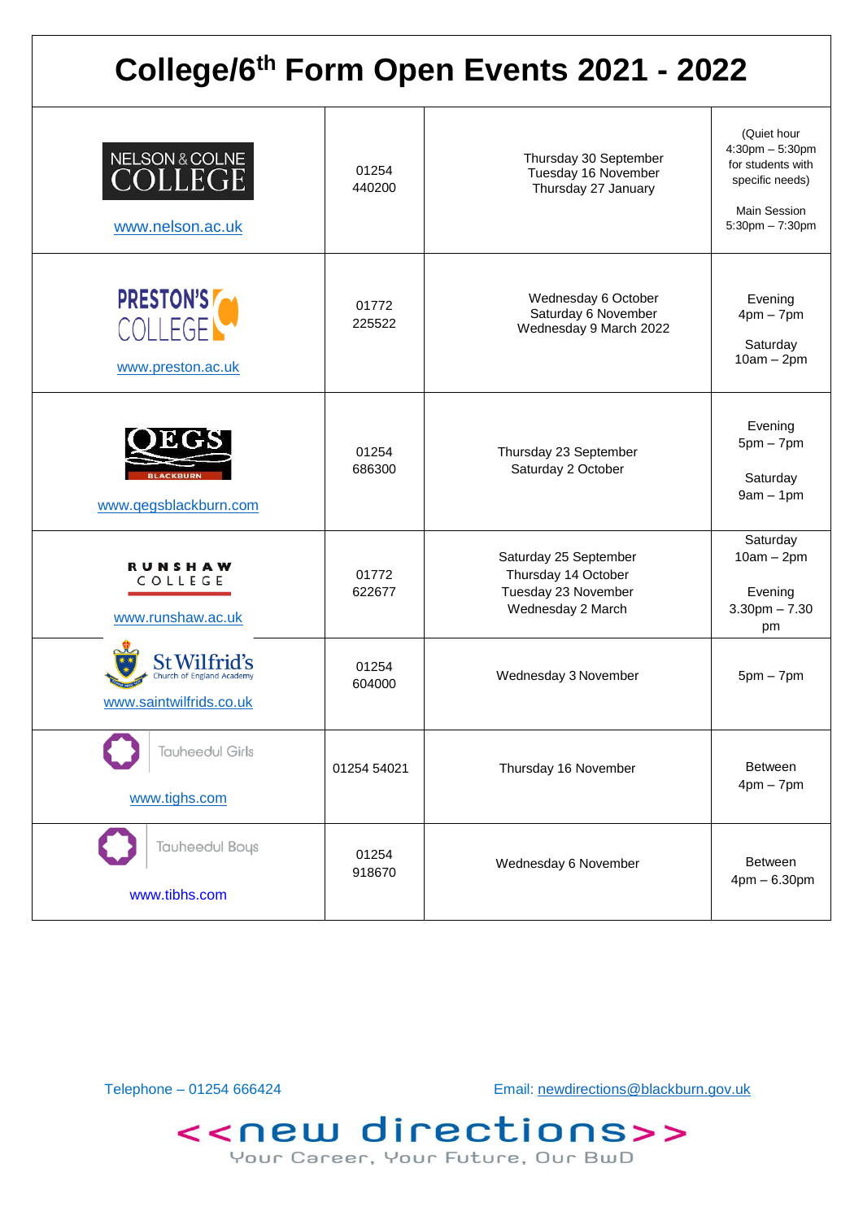# College/6th Form Open Events 2021 - 2022

| | | | |
|---|---|---|---|
| NELSON & COLNE COLLEGE www.nelson.ac.uk | 01254 440200 | Thursday 30 September<br>Tuesday 16 November<br>Thursday 27 January | (Quiet hour 4:30pm – 5:30pm for students with specific needs)<br><br>Main Session 5:30pm – 7:30pm |
| PRESTON'S COLLEGE www.preston.ac.uk | 01772 225522 | Wednesday 6 October<br>Saturday 6 November<br>Wednesday 9 March 2022 | Evening 4pm – 7pm<br><br>Saturday 10am – 2pm |
| QEGS BLACKBURN www.qegsblackburn.com | 01254 686300 | Thursday 23 September<br>Saturday 2 October | Evening 5pm – 7pm<br><br>Saturday 9am – 1pm |
| RUNSHAW COLLEGE www.runshaw.ac.uk | 01772 622677 | Saturday 25 September<br>Thursday 14 October<br>Tuesday 23 November<br>Wednesday 2 March | Saturday 10am – 2pm<br><br>Evening 3.30pm – 7.30 pm |
| St Wilfrid's Church of England Academy www.saintwilfrids.co.uk | 01254 604000 | Wednesday 3 November | 5pm – 7pm |
| Tauheedul Girls www.tighs.com | 01254 54021 | Thursday 16 November | Between 4pm – 7pm |
| Tauheedul Boys www.tibhs.com | 01254 918670 | Wednesday 6 November | Between 4pm – 6.30pm |

Telephone – 01254 666424

Email: newdirections@blackburn.gov.uk

<<new directions>>

Your Career, Your Future, Our BwD